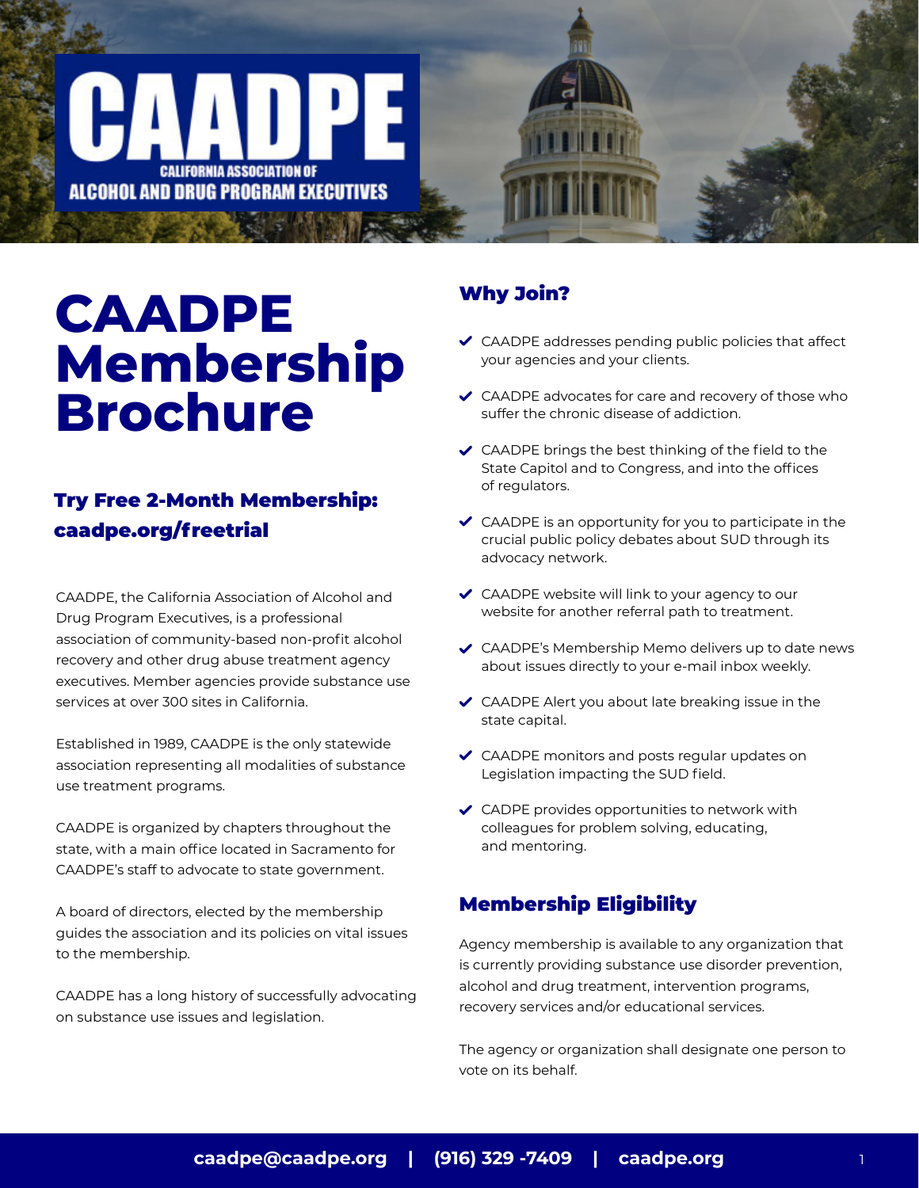CAADPE

CALIFORNIA ASSOCIATION OF ALCOHOL AND DRUG PROGRAM EXECUTIVES

# CAADPE Membership Brochure

### Try Free 2-Month Membership: caadpe.org/freetrial

CAADPE, the California Association of Alcohol and Drug Program Executives, is a professional association of community-based non-profit alcohol recovery and other drug abuse treatment agency executives. Member agencies provide substance use services at over 300 sites in California.

Established in 1989, CAADPE is the only statewide association representing all modalities of substance use treatment programs.

CAADPE is organized by chapters throughout the state, with a main office located in Sacramento for CAADPE's staff to advocate to state government.

A board of directors, elected by the membership guides the association and its policies on vital issues to the membership.

CAADPE has a long history of successfully advocating on substance use issues and legislation.

## Why Join?

- ✔ CAADPE addresses pending public policies that affect your agencies and your clients.
- ✔ CAADPE advocates for care and recovery of those who suffer the chronic disease of addiction.
- ✔ CAADPE brings the best thinking of the field to the State Capitol and to Congress, and into the offices of regulators.
- ✔ CAADPE is an opportunity for you to participate in the crucial public policy debates about SUD through its advocacy network.
- ✔ CAADPE website will link to your agency to our website for another referral path to treatment.
- ✔ CAADPE's Membership Memo delivers up to date news about issues directly to your e-mail inbox weekly.
- ✔ CAADPE Alert you about late breaking issue in the state capital.
- ✔ CAADPE monitors and posts regular updates on Legislation impacting the SUD field.
- ✔ CADPE provides opportunities to network with colleagues for problem solving, educating, and mentoring.

## Membership Eligibility

Agency membership is available to any organization that is currently providing substance use disorder prevention, alcohol and drug treatment, intervention programs, recovery services and/or educational services.

The agency or organization shall designate one person to vote on its behalf.

**caadpe@caadpe.org | (916) 329 -7409 | caadpe.org**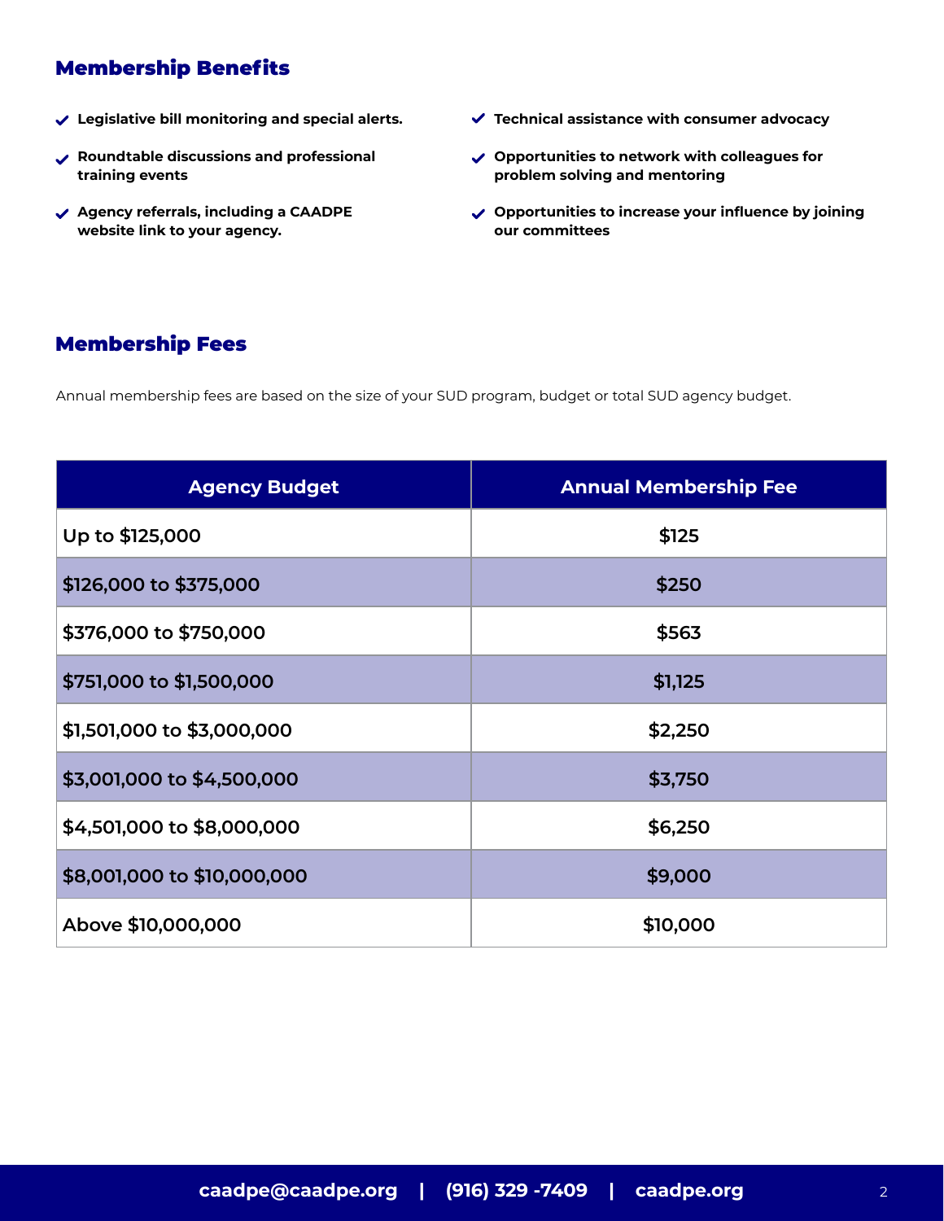## Membership Benefits

- **Legislative bill monitoring and special alerts.**
- **Roundtable discussions and professional training events**
- **Agency referrals, including a CAADPE website link to your agency.**
- **Technical assistance with consumer advocacy**
- **Opportunities to network with colleagues for problem solving and mentoring**
- **Opportunities to increase your influence by joining our committees**

## Membership Fees

Annual membership fees are based on the size of your SUD program, budget or total SUD agency budget.

| Agency Budget | Annual Membership Fee |
| --- | --- |
| Up to $125,000 | $125 |
| $126,000 to $375,000 | $250 |
| $376,000 to $750,000 | $563 |
| $751,000 to $1,500,000 | $1,125 |
| $1,501,000 to $3,000,000 | $2,250 |
| $3,001,000 to $4,500,000 | $3,750 |
| $4,501,000 to $8,000,000 | $6,250 |
| $8,001,000 to $10,000,000 | $9,000 |
| Above $10,000,000 | $10,000 |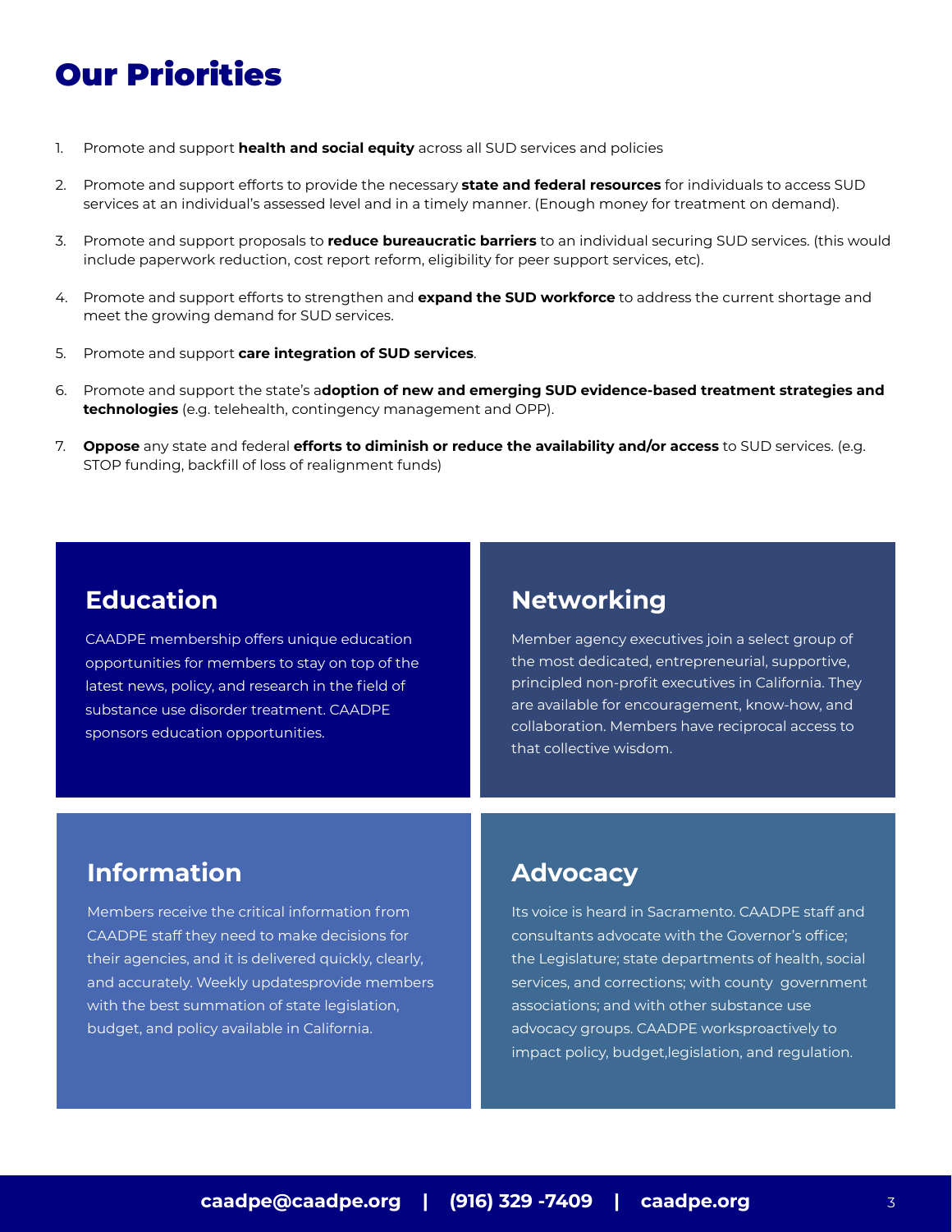# Our Priorities

1. Promote and support **health and social equity** across all SUD services and policies
2. Promote and support efforts to provide the necessary **state and federal resources** for individuals to access SUD services at an individual's assessed level and in a timely manner. (Enough money for treatment on demand).
3. Promote and support proposals to **reduce bureaucratic barriers** to an individual securing SUD services. (this would include paperwork reduction, cost report reform, eligibility for peer support services, etc).
4. Promote and support efforts to strengthen and **expand the SUD workforce** to address the current shortage and meet the growing demand for SUD services.
5. Promote and support **care integration of SUD services**.
6. Promote and support the state's a**doption of new and emerging SUD evidence-based treatment strategies and technologies** (e.g. telehealth, contingency management and OPP).
7. **Oppose** any state and federal **efforts to diminish or reduce the availability and/or access** to SUD services. (e.g. STOP funding, backfill of loss of realignment funds)

## Education

CAADPE membership offers unique education opportunities for members to stay on top of the latest news, policy, and research in the field of substance use disorder treatment. CAADPE sponsors education opportunities.

## Networking

Member agency executives join a select group of the most dedicated, entrepreneurial, supportive, principled non-profit executives in California. They are available for encouragement, know-how, and collaboration. Members have reciprocal access to that collective wisdom.

## Information

Members receive the critical information from CAADPE staff they need to make decisions for their agencies, and it is delivered quickly, clearly, and accurately. Weekly updatesprovide members with the best summation of state legislation, budget, and policy available in California.

## Advocacy

Its voice is heard in Sacramento. CAADPE staff and consultants advocate with the Governor's office; the Legislature; state departments of health, social services, and corrections; with county government associations; and with other substance use advocacy groups. CAADPE worksproactively to impact policy, budget,legislation, and regulation.

**caadpe@caadpe.org | (916) 329 -7409 | caadpe.org**